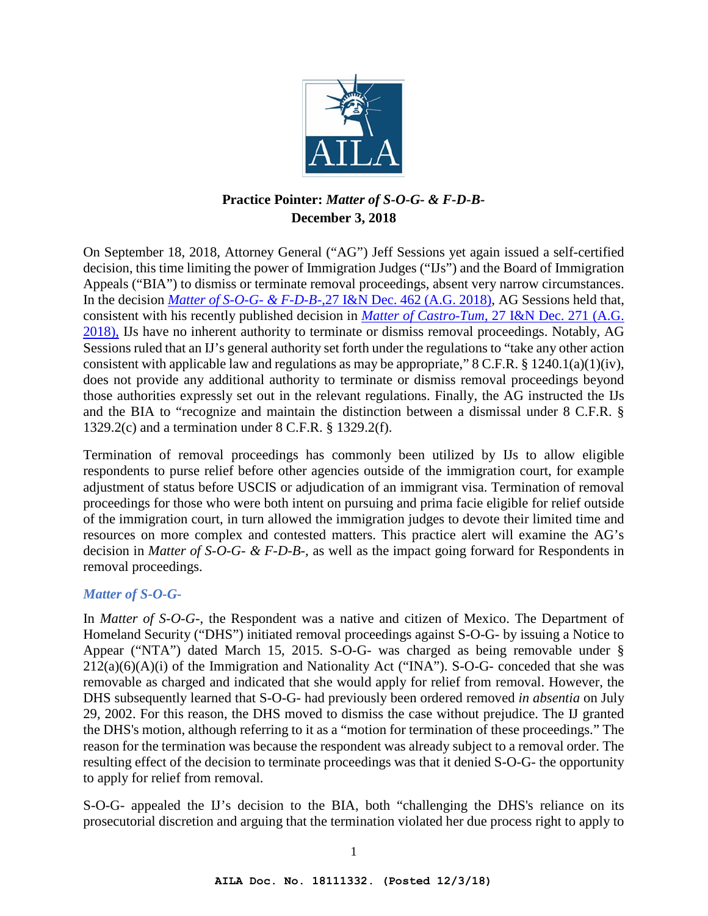**Practice Pointer:** ***Matter of S-O-G- & F-D-B-***
**December 3, 2018**

On September 18, 2018, Attorney General ("AG") Jeff Sessions yet again issued a self-certified decision, this time limiting the power of Immigration Judges ("IJs") and the Board of Immigration Appeals ("BIA") to dismiss or terminate removal proceedings, absent very narrow circumstances. In the decision *Matter of S-O-G- & F-D-B-*,27 I&N Dec. 462 (A.G. 2018), AG Sessions held that, consistent with his recently published decision in *Matter of Castro-Tum*, 27 I&N Dec. 271 (A.G. 2018), IJs have no inherent authority to terminate or dismiss removal proceedings. Notably, AG Sessions ruled that an IJ's general authority set forth under the regulations to "take any other action consistent with applicable law and regulations as may be appropriate," 8 C.F.R. § 1240.1(a)(1)(iv), does not provide any additional authority to terminate or dismiss removal proceedings beyond those authorities expressly set out in the relevant regulations. Finally, the AG instructed the IJs and the BIA to "recognize and maintain the distinction between a dismissal under 8 C.F.R. § 1329.2(c) and a termination under 8 C.F.R. § 1329.2(f).

Termination of removal proceedings has commonly been utilized by IJs to allow eligible respondents to purse relief before other agencies outside of the immigration court, for example adjustment of status before USCIS or adjudication of an immigrant visa. Termination of removal proceedings for those who were both intent on pursuing and prima facie eligible for relief outside of the immigration court, in turn allowed the immigration judges to devote their limited time and resources on more complex and contested matters. This practice alert will examine the AG's decision in *Matter of S-O-G- & F-D-B-*, as well as the impact going forward for Respondents in removal proceedings.

### *Matter of S-O-G-*

In *Matter of S-O-G-*, the Respondent was a native and citizen of Mexico. The Department of Homeland Security ("DHS") initiated removal proceedings against S-O-G- by issuing a Notice to Appear ("NTA") dated March 15, 2015. S-O-G- was charged as being removable under § 212(a)(6)(A)(i) of the Immigration and Nationality Act ("INA"). S-O-G- conceded that she was removable as charged and indicated that she would apply for relief from removal. However, the DHS subsequently learned that S-O-G- had previously been ordered removed *in absentia* on July 29, 2002. For this reason, the DHS moved to dismiss the case without prejudice. The IJ granted the DHS's motion, although referring to it as a "motion for termination of these proceedings." The reason for the termination was because the respondent was already subject to a removal order. The resulting effect of the decision to terminate proceedings was that it denied S-O-G- the opportunity to apply for relief from removal.

S-O-G- appealed the IJ's decision to the BIA, both "challenging the DHS's reliance on its prosecutorial discretion and arguing that the termination violated her due process right to apply to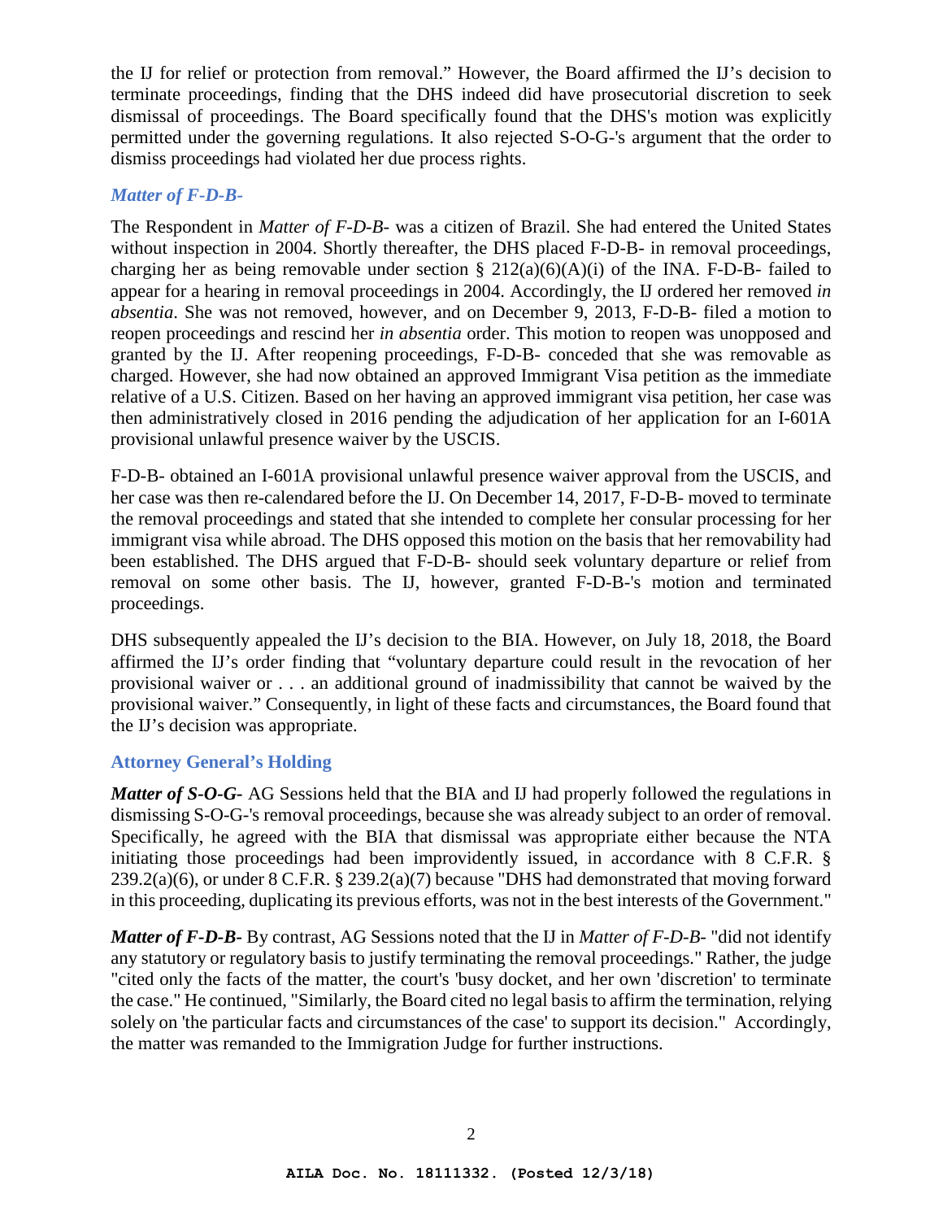the IJ for relief or protection from removal." However, the Board affirmed the IJ's decision to terminate proceedings, finding that the DHS indeed did have prosecutorial discretion to seek dismissal of proceedings. The Board specifically found that the DHS's motion was explicitly permitted under the governing regulations. It also rejected S-O-G-'s argument that the order to dismiss proceedings had violated her due process rights.

### *Matter of F-D-B-*

The Respondent in *Matter of F-D-B-* was a citizen of Brazil. She had entered the United States without inspection in 2004. Shortly thereafter, the DHS placed F-D-B- in removal proceedings, charging her as being removable under section § 212(a)(6)(A)(i) of the INA. F-D-B- failed to appear for a hearing in removal proceedings in 2004. Accordingly, the IJ ordered her removed *in absentia*. She was not removed, however, and on December 9, 2013, F-D-B- filed a motion to reopen proceedings and rescind her *in absentia* order. This motion to reopen was unopposed and granted by the IJ. After reopening proceedings, F-D-B- conceded that she was removable as charged. However, she had now obtained an approved Immigrant Visa petition as the immediate relative of a U.S. Citizen. Based on her having an approved immigrant visa petition, her case was then administratively closed in 2016 pending the adjudication of her application for an I-601A provisional unlawful presence waiver by the USCIS.

F-D-B- obtained an I-601A provisional unlawful presence waiver approval from the USCIS, and her case was then re-calendared before the IJ. On December 14, 2017, F-D-B- moved to terminate the removal proceedings and stated that she intended to complete her consular processing for her immigrant visa while abroad. The DHS opposed this motion on the basis that her removability had been established. The DHS argued that F-D-B- should seek voluntary departure or relief from removal on some other basis. The IJ, however, granted F-D-B-'s motion and terminated proceedings.

DHS subsequently appealed the IJ's decision to the BIA. However, on July 18, 2018, the Board affirmed the IJ's order finding that "voluntary departure could result in the revocation of her provisional waiver or . . . an additional ground of inadmissibility that cannot be waived by the provisional waiver." Consequently, in light of these facts and circumstances, the Board found that the IJ's decision was appropriate.

### Attorney General's Holding

***Matter of S-O-G-*** AG Sessions held that the BIA and IJ had properly followed the regulations in dismissing S-O-G-'s removal proceedings, because she was already subject to an order of removal. Specifically, he agreed with the BIA that dismissal was appropriate either because the NTA initiating those proceedings had been improvidently issued, in accordance with 8 C.F.R. § 239.2(a)(6), or under 8 C.F.R. § 239.2(a)(7) because "DHS had demonstrated that moving forward in this proceeding, duplicating its previous efforts, was not in the best interests of the Government."

***Matter of F-D-B-*** By contrast, AG Sessions noted that the IJ in *Matter of F-D-B-* "did not identify any statutory or regulatory basis to justify terminating the removal proceedings." Rather, the judge "cited only the facts of the matter, the court's 'busy docket, and her own 'discretion' to terminate the case." He continued, "Similarly, the Board cited no legal basis to affirm the termination, relying solely on 'the particular facts and circumstances of the case' to support its decision." Accordingly, the matter was remanded to the Immigration Judge for further instructions.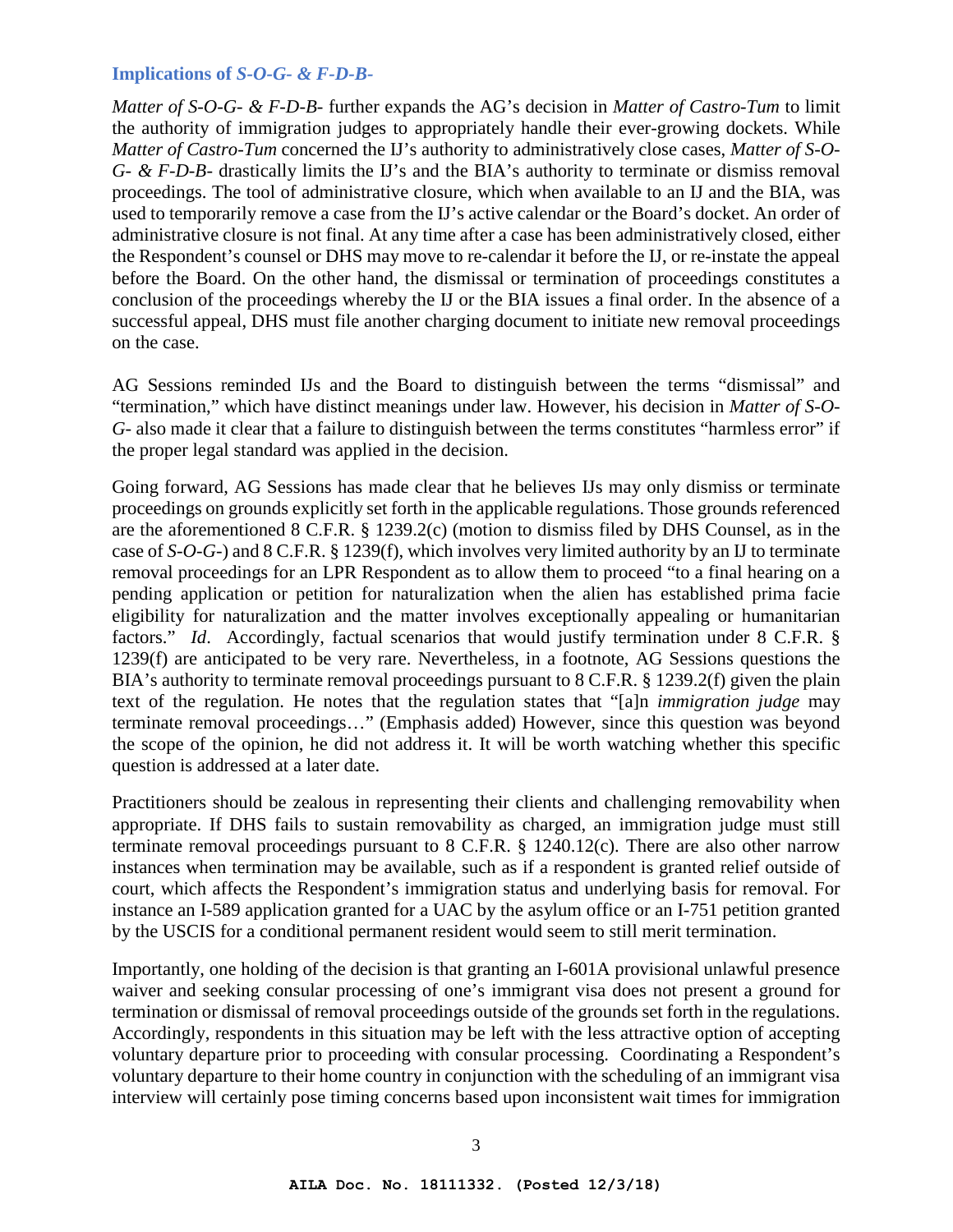### Implications of *S-O-G- & F-D-B-*

*Matter of S-O-G- & F-D-B-* further expands the AG's decision in *Matter of Castro-Tum* to limit the authority of immigration judges to appropriately handle their ever-growing dockets. While *Matter of Castro-Tum* concerned the IJ's authority to administratively close cases, *Matter of S-O-G- & F-D-B-* drastically limits the IJ's and the BIA's authority to terminate or dismiss removal proceedings. The tool of administrative closure, which when available to an IJ and the BIA, was used to temporarily remove a case from the IJ's active calendar or the Board's docket. An order of administrative closure is not final. At any time after a case has been administratively closed, either the Respondent's counsel or DHS may move to re-calendar it before the IJ, or re-instate the appeal before the Board. On the other hand, the dismissal or termination of proceedings constitutes a conclusion of the proceedings whereby the IJ or the BIA issues a final order. In the absence of a successful appeal, DHS must file another charging document to initiate new removal proceedings on the case.

AG Sessions reminded IJs and the Board to distinguish between the terms "dismissal" and "termination," which have distinct meanings under law. However, his decision in *Matter of S-O-G-* also made it clear that a failure to distinguish between the terms constitutes "harmless error" if the proper legal standard was applied in the decision.

Going forward, AG Sessions has made clear that he believes IJs may only dismiss or terminate proceedings on grounds explicitly set forth in the applicable regulations. Those grounds referenced are the aforementioned 8 C.F.R. § 1239.2(c) (motion to dismiss filed by DHS Counsel, as in the case of *S-O-G-*) and 8 C.F.R. § 1239(f), which involves very limited authority by an IJ to terminate removal proceedings for an LPR Respondent as to allow them to proceed "to a final hearing on a pending application or petition for naturalization when the alien has established prima facie eligibility for naturalization and the matter involves exceptionally appealing or humanitarian factors." *Id*. Accordingly, factual scenarios that would justify termination under 8 C.F.R. § 1239(f) are anticipated to be very rare. Nevertheless, in a footnote, AG Sessions questions the BIA's authority to terminate removal proceedings pursuant to 8 C.F.R. § 1239.2(f) given the plain text of the regulation. He notes that the regulation states that "[a]n *immigration judge* may terminate removal proceedings…" (Emphasis added) However, since this question was beyond the scope of the opinion, he did not address it. It will be worth watching whether this specific question is addressed at a later date.

Practitioners should be zealous in representing their clients and challenging removability when appropriate. If DHS fails to sustain removability as charged, an immigration judge must still terminate removal proceedings pursuant to 8 C.F.R. § 1240.12(c). There are also other narrow instances when termination may be available, such as if a respondent is granted relief outside of court, which affects the Respondent's immigration status and underlying basis for removal. For instance an I-589 application granted for a UAC by the asylum office or an I-751 petition granted by the USCIS for a conditional permanent resident would seem to still merit termination.

Importantly, one holding of the decision is that granting an I-601A provisional unlawful presence waiver and seeking consular processing of one's immigrant visa does not present a ground for termination or dismissal of removal proceedings outside of the grounds set forth in the regulations. Accordingly, respondents in this situation may be left with the less attractive option of accepting voluntary departure prior to proceeding with consular processing. Coordinating a Respondent's voluntary departure to their home country in conjunction with the scheduling of an immigrant visa interview will certainly pose timing concerns based upon inconsistent wait times for immigration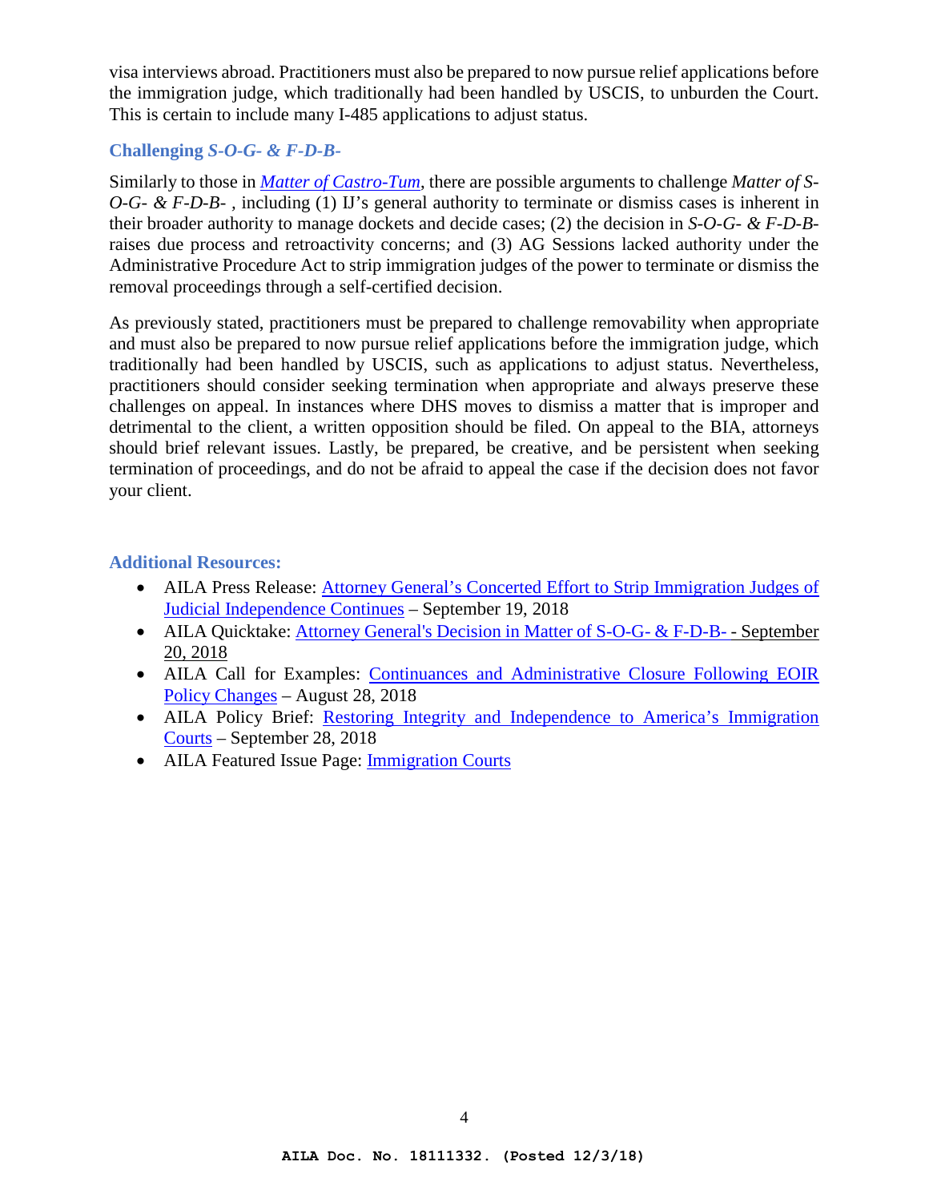visa interviews abroad. Practitioners must also be prepared to now pursue relief applications before the immigration judge, which traditionally had been handled by USCIS, to unburden the Court. This is certain to include many I-485 applications to adjust status.

### Challenging *S-O-G- & F-D-B-*

Similarly to those in *Matter of Castro-Tum*, there are possible arguments to challenge *Matter of S-O-G- & F-D-B-* , including (1) IJ's general authority to terminate or dismiss cases is inherent in their broader authority to manage dockets and decide cases; (2) the decision in *S-O-G- & F-D-B-* raises due process and retroactivity concerns; and (3) AG Sessions lacked authority under the Administrative Procedure Act to strip immigration judges of the power to terminate or dismiss the removal proceedings through a self-certified decision.

As previously stated, practitioners must be prepared to challenge removability when appropriate and must also be prepared to now pursue relief applications before the immigration judge, which traditionally had been handled by USCIS, such as applications to adjust status. Nevertheless, practitioners should consider seeking termination when appropriate and always preserve these challenges on appeal. In instances where DHS moves to dismiss a matter that is improper and detrimental to the client, a written opposition should be filed. On appeal to the BIA, attorneys should brief relevant issues. Lastly, be prepared, be creative, and be persistent when seeking termination of proceedings, and do not be afraid to appeal the case if the decision does not favor your client.

### Additional Resources:

- AILA Press Release: Attorney General's Concerted Effort to Strip Immigration Judges of Judicial Independence Continues – September 19, 2018
- AILA Quicktake: Attorney General's Decision in Matter of S-O-G- & F-D-B- - September 20, 2018
- AILA Call for Examples: Continuances and Administrative Closure Following EOIR Policy Changes – August 28, 2018
- AILA Policy Brief: Restoring Integrity and Independence to America's Immigration Courts – September 28, 2018
- AILA Featured Issue Page: Immigration Courts

**AILA Doc. No. 18111332. (Posted 12/3/18)**